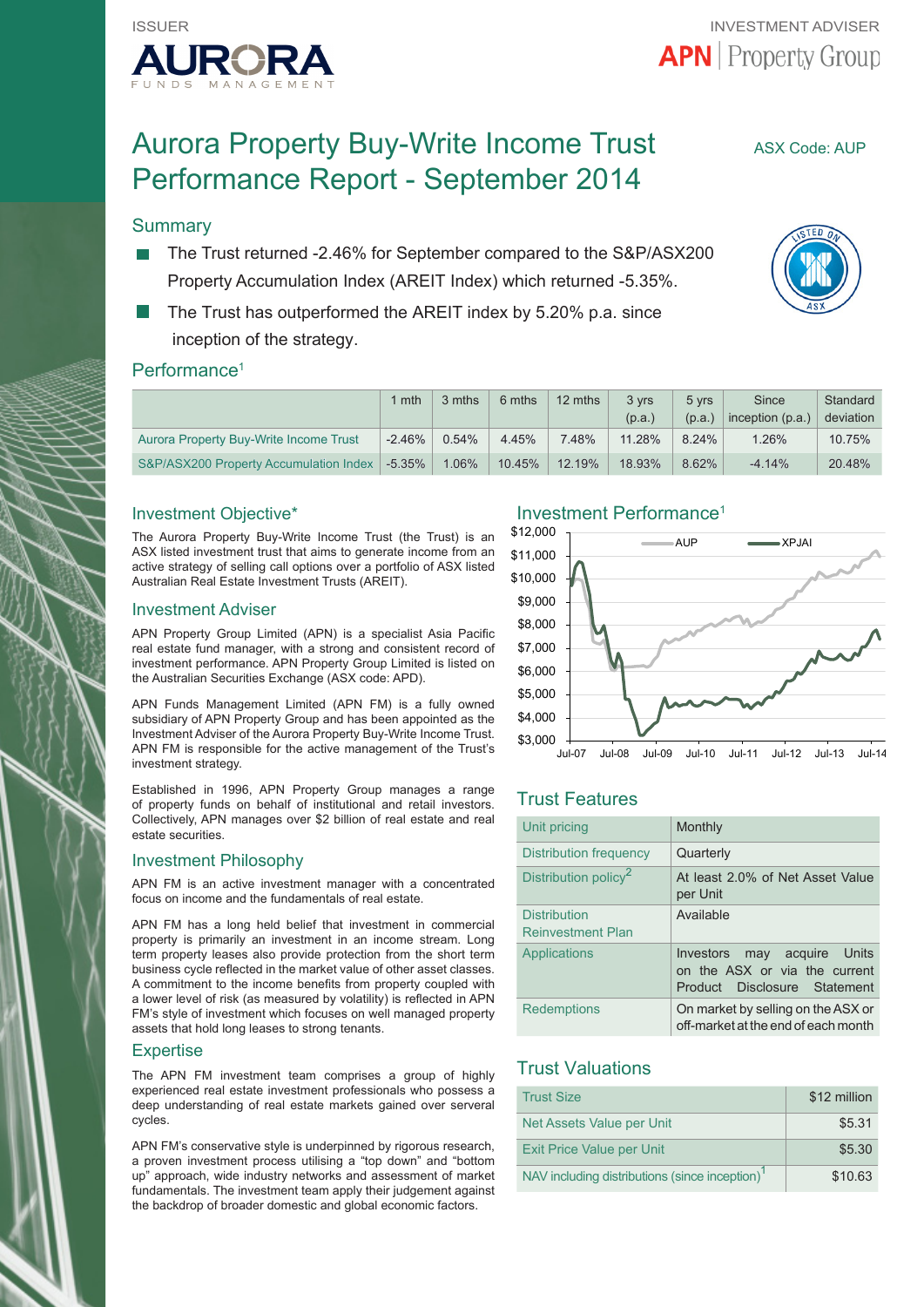ISSUER

AURORA FUNDS MANAGEMENT

INVESTMENT ADVISER

APN | Property Group

# Aurora Property Buy-Write Income Trust Performance Report - September 2014

ASX Code: AUP

## Summary

- The Trust returned -2.46% for September compared to the S&P/ASX200 Property Accumulation Index (AREIT Index) which returned -5.35%.
- The Trust has outperformed the AREIT index by 5.20% p.a. since inception of the strategy.

## Performance[1]

| | 1 mth | 3 mths | 6 mths | 12 mths | 3 yrs (p.a.) | 5 yrs (p.a.) | Since inception (p.a.) | Standard deviation |
|---|---|---|---|---|---|---|---|---|
| Aurora Property Buy-Write Income Trust | -2.46% | 0.54% | 4.45% | 7.48% | 11.28% | 8.24% | 1.26% | 10.75% |
| S&P/ASX200 Property Accumulation Index | -5.35% | 1.06% | 10.45% | 12.19% | 18.93% | 8.62% | -4.14% | 20.48% |

## Investment Objective*

The Aurora Property Buy-Write Income Trust (the Trust) is an ASX listed investment trust that aims to generate income from an active strategy of selling call options over a portfolio of ASX listed Australian Real Estate Investment Trusts (AREIT).

## Investment Adviser

APN Property Group Limited (APN) is a specialist Asia Pacific real estate fund manager, with a strong and consistent record of investment performance. APN Property Group Limited is listed on the Australian Securities Exchange (ASX code: APD).

APN Funds Management Limited (APN FM) is a fully owned subsidiary of APN Property Group and has been appointed as the Investment Adviser of the Aurora Property Buy-Write Income Trust. APN FM is responsible for the active management of the Trust's investment strategy.

Established in 1996, APN Property Group manages a range of property funds on behalf of institutional and retail investors. Collectively, APN manages over $2 billion of real estate and real estate securities.

## Investment Philosophy

APN FM is an active investment manager with a concentrated focus on income and the fundamentals of real estate.

APN FM has a long held belief that investment in commercial property is primarily an investment in an income stream. Long term property leases also provide protection from the short term business cycle reflected in the market value of other asset classes. A commitment to the income benefits from property coupled with a lower level of risk (as measured by volatility) is reflected in APN FM's style of investment which focuses on well managed property assets that hold long leases to strong tenants.

## Expertise

The APN FM investment team comprises a group of highly experienced real estate investment professionals who possess a deep understanding of real estate markets gained over serveral cycles.

APN FM's conservative style is underpinned by rigorous research, a proven investment process utilising a "top down" and "bottom up" approach, wide industry networks and assessment of market fundamentals. The investment team apply their judgement against the backdrop of broader domestic and global economic factors.

## Investment Performance[1]

(Chart: AUP vs XPJAI, $3,000 to $12,000, Jul-07 to Jul-14)

## Trust Features

| | |
|---|---|
| Unit pricing | Monthly |
| Distribution frequency | Quarterly |
| Distribution policy[2] | At least 2.0% of Net Asset Value per Unit |
| Distribution Reinvestment Plan | Available |
| Applications | Investors may acquire Units on the ASX or via the current Product Disclosure Statement |
| Redemptions | On market by selling on the ASX or off-market at the end of each month |

## Trust Valuations

| | |
|---|---|
| Trust Size | $12 million |
| Net Assets Value per Unit | $5.31 |
| Exit Price Value per Unit | $5.30 |
| NAV including distributions (since inception)[1] | $10.63 |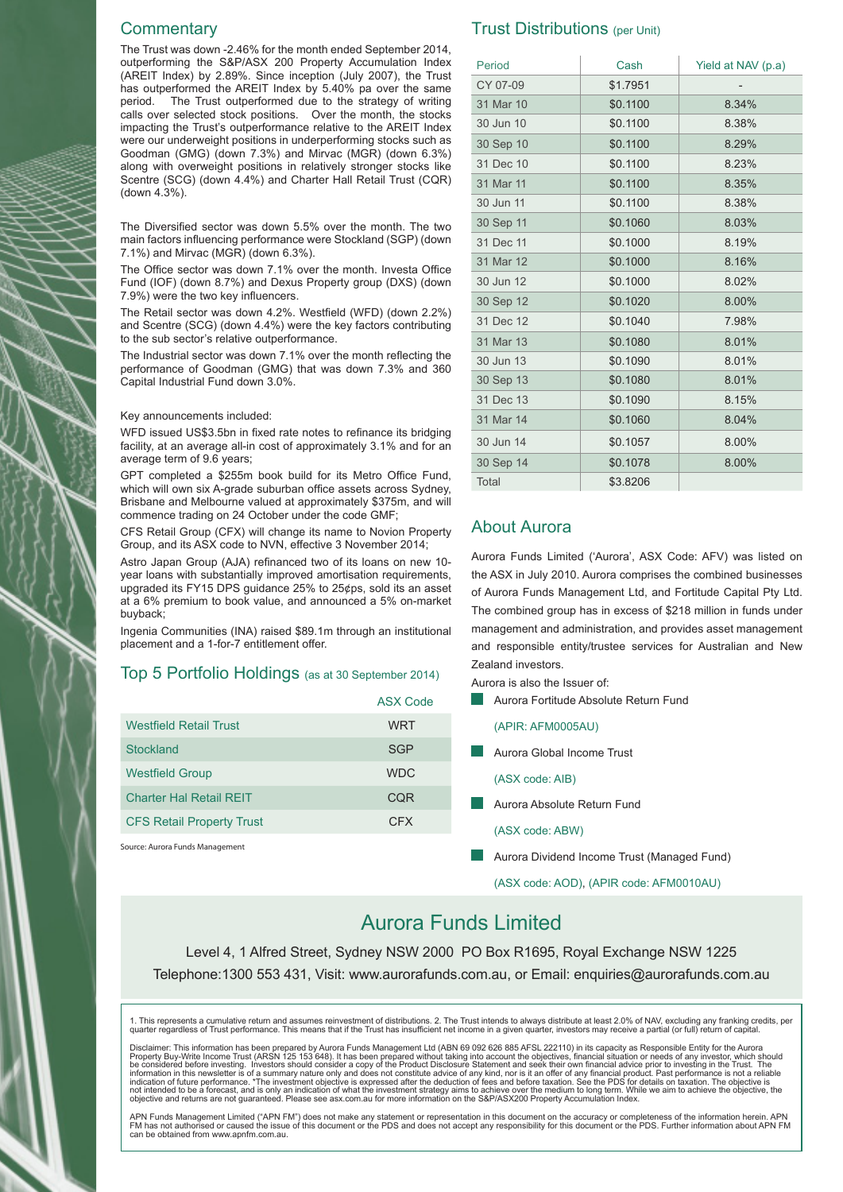## Commentary

The Trust was down -2.46% for the month ended September 2014, outperforming the S&P/ASX 200 Property Accumulation Index (AREIT Index) by 2.89%. Since inception (July 2007), the Trust has outperformed the AREIT Index by 5.40% pa over the same period. The Trust outperformed due to the strategy of writing calls over selected stock positions. Over the month, the stocks impacting the Trust's outperformance relative to the AREIT Index were our underweight positions in underperforming stocks such as Goodman (GMG) (down 7.3%) and Mirvac (MGR) (down 6.3%) along with overweight positions in relatively stronger stocks like Scentre (SCG) (down 4.4%) and Charter Hall Retail Trust (CQR) (down 4.3%).

The Diversified sector was down 5.5% over the month. The two main factors influencing performance were Stockland (SGP) (down 7.1%) and Mirvac (MGR) (down 6.3%).

The Office sector was down 7.1% over the month. Investa Office Fund (IOF) (down 8.7%) and Dexus Property group (DXS) (down 7.9%) were the two key influencers.

The Retail sector was down 4.2%. Westfield (WFD) (down 2.2%) and Scentre (SCG) (down 4.4%) were the key factors contributing to the sub sector's relative outperformance.

The Industrial sector was down 7.1% over the month reflecting the performance of Goodman (GMG) that was down 7.3% and 360 Capital Industrial Fund down 3.0%.

Key announcements included:

WFD issued US$3.5bn in fixed rate notes to refinance its bridging facility, at an average all-in cost of approximately 3.1% and for an average term of 9.6 years;

GPT completed a $255m book build for its Metro Office Fund, which will own six A-grade suburban office assets across Sydney, Brisbane and Melbourne valued at approximately $375m, and will commence trading on 24 October under the code GMF;

CFS Retail Group (CFX) will change its name to Novion Property Group, and its ASX code to NVN, effective 3 November 2014;

Astro Japan Group (AJA) refinanced two of its loans on new 10-year loans with substantially improved amortisation requirements, upgraded its FY15 DPS guidance 25% to 25¢ps, sold its an asset at a 6% premium to book value, and announced a 5% on-market buyback;

Ingenia Communities (INA) raised $89.1m through an institutional placement and a 1-for-7 entitlement offer.

## Top 5 Portfolio Holdings (as at 30 September 2014)

| | ASX Code |
|---|---|
| Westfield Retail Trust | WRT |
| Stockland | SGP |
| Westfield Group | WDC |
| Charter Hal Retail REIT | CQR |
| CFS Retail Property Trust | CFX |

Source: Aurora Funds Management

## Trust Distributions (per Unit)

| Period | Cash | Yield at NAV (p.a) |
|---|---|---|
| CY 07-09 | $1.7951 | - |
| 31 Mar 10 | $0.1100 | 8.34% |
| 30 Jun 10 | $0.1100 | 8.38% |
| 30 Sep 10 | $0.1100 | 8.29% |
| 31 Dec 10 | $0.1100 | 8.23% |
| 31 Mar 11 | $0.1100 | 8.35% |
| 30 Jun 11 | $0.1100 | 8.38% |
| 30 Sep 11 | $0.1060 | 8.03% |
| 31 Dec 11 | $0.1000 | 8.19% |
| 31 Mar 12 | $0.1000 | 8.16% |
| 30 Jun 12 | $0.1000 | 8.02% |
| 30 Sep 12 | $0.1020 | 8.00% |
| 31 Dec 12 | $0.1040 | 7.98% |
| 31 Mar 13 | $0.1080 | 8.01% |
| 30 Jun 13 | $0.1090 | 8.01% |
| 30 Sep 13 | $0.1080 | 8.01% |
| 31 Dec 13 | $0.1090 | 8.15% |
| 31 Mar 14 | $0.1060 | 8.04% |
| 30 Jun 14 | $0.1057 | 8.00% |
| 30 Sep 14 | $0.1078 | 8.00% |
| Total | $3.8206 | |

## About Aurora

Aurora Funds Limited ('Aurora', ASX Code: AFV) was listed on the ASX in July 2010. Aurora comprises the combined businesses of Aurora Funds Management Ltd, and Fortitude Capital Pty Ltd. The combined group has in excess of $218 million in funds under management and administration, and provides asset management and responsible entity/trustee services for Australian and New Zealand investors.

Aurora is also the Issuer of:

- Aurora Fortitude Absolute Return Fund
  (APIR: AFM0005AU)
- Aurora Global Income Trust
  (ASX code: AIB)
- Aurora Absolute Return Fund
  (ASX code: ABW)
- Aurora Dividend Income Trust (Managed Fund)
  (ASX code: AOD), (APIR code: AFM0010AU)

## Aurora Funds Limited

Level 4, 1 Alfred Street, Sydney NSW 2000 PO Box R1695, Royal Exchange NSW 1225

Telephone:1300 553 431, Visit: www.aurorafunds.com.au, or Email: enquiries@aurorafunds.com.au

1. This represents a cumulative return and assumes reinvestment of distributions. 2. The Trust intends to always distribute at least 2.0% of NAV, excluding any franking credits, per quarter regardless of Trust performance. This means that if the Trust has insufficient net income in a given quarter, investors may receive a partial (or full) return of capital.

Disclaimer: This information has been prepared by Aurora Funds Management Ltd (ABN 69 092 626 885 AFSL 222110) in its capacity as Responsible Entity for the Aurora Property Buy-Write Income Trust (ARSN 125 153 648). It has been prepared without taking into account the objectives, financial situation or needs of any investor, which should be considered before investing. Investors should consider a copy of the Product Disclosure Statement and seek their own financial advice prior to investing in the Trust. The information in this newsletter is of a summary nature only and does not constitute advice of any kind, nor is it an offer of any financial product. Past performance is not a reliable indication of future performance. *The investment objective is expressed after the deduction of fees and before taxation. See the PDS for details on taxation. The objective is not intended to be a forecast, and is only an indication of what the investment strategy aims to achieve over the medium to long term. While we aim to achieve the objective, the objective and returns are not guaranteed. Please see asx.com.au for more information on the S&P/ASX200 Property Accumulation Index.

APN Funds Management Limited ("APN FM") does not make any statement or representation in this document on the accuracy or completeness of the information herein. APN FM has not authorised or caused the issue of this document or the PDS and does not accept any responsibility for this document or the PDS. Further information about APN FM can be obtained from www.apnfm.com.au.